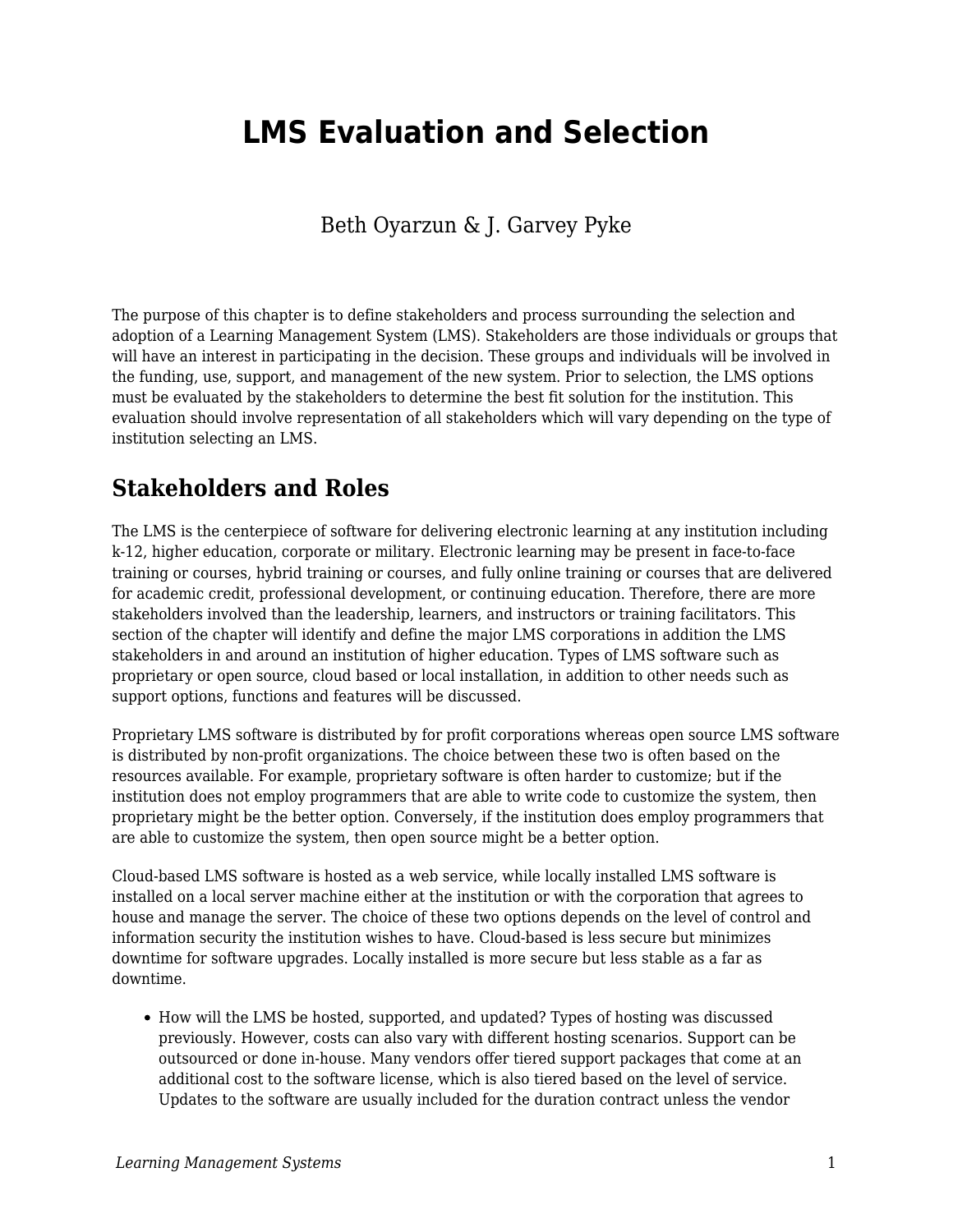# LMS Evaluation and Selection

Beth Oyarzun & J. Garvey Pyke

The purpose of this chapter is to define stakeholders and process surrounding the selection and adoption of a Learning Management System (LMS). Stakeholders are those individuals or groups that will have an interest in participating in the decision. These groups and individuals will be involved in the funding, use, support, and management of the new system. Prior to selection, the LMS options must be evaluated by the stakeholders to determine the best fit solution for the institution. This evaluation should involve representation of all stakeholders which will vary depending on the type of institution selecting an LMS.

## Stakeholders and Roles

The LMS is the centerpiece of software for delivering electronic learning at any institution including k-12, higher education, corporate or military. Electronic learning may be present in face-to-face training or courses, hybrid training or courses, and fully online training or courses that are delivered for academic credit, professional development, or continuing education. Therefore, there are more stakeholders involved than the leadership, learners, and instructors or training facilitators. This section of the chapter will identify and define the major LMS corporations in addition the LMS stakeholders in and around an institution of higher education. Types of LMS software such as proprietary or open source, cloud based or local installation, in addition to other needs such as support options, functions and features will be discussed.

Proprietary LMS software is distributed by for profit corporations whereas open source LMS software is distributed by non-profit organizations. The choice between these two is often based on the resources available. For example, proprietary software is often harder to customize; but if the institution does not employ programmers that are able to write code to customize the system, then proprietary might be the better option. Conversely, if the institution does employ programmers that are able to customize the system, then open source might be a better option.

Cloud-based LMS software is hosted as a web service, while locally installed LMS software is installed on a local server machine either at the institution or with the corporation that agrees to house and manage the server. The choice of these two options depends on the level of control and information security the institution wishes to have. Cloud-based is less secure but minimizes downtime for software upgrades. Locally installed is more secure but less stable as a far as downtime.

- How will the LMS be hosted, supported, and updated? Types of hosting was discussed previously. However, costs can also vary with different hosting scenarios. Support can be outsourced or done in-house. Many vendors offer tiered support packages that come at an additional cost to the software license, which is also tiered based on the level of service. Updates to the software are usually included for the duration contract unless the vendor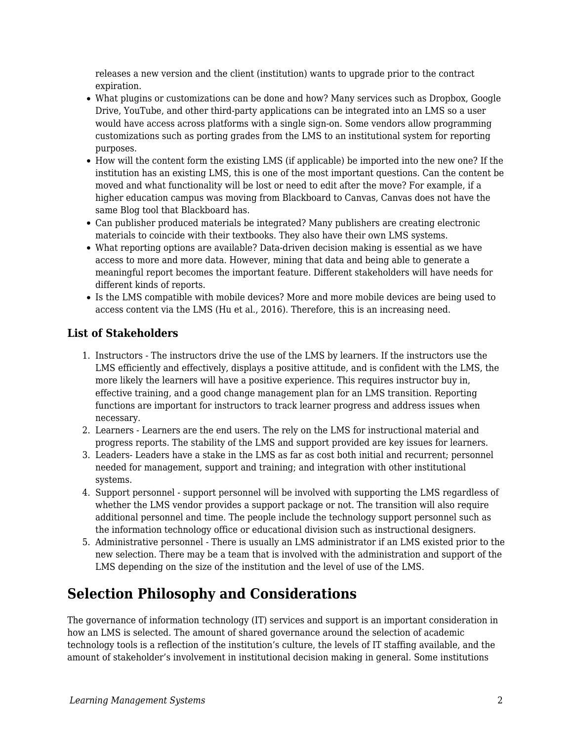releases a new version and the client (institution) wants to upgrade prior to the contract expiration.

- What plugins or customizations can be done and how? Many services such as Dropbox, Google Drive, YouTube, and other third-party applications can be integrated into an LMS so a user would have access across platforms with a single sign-on. Some vendors allow programming customizations such as porting grades from the LMS to an institutional system for reporting purposes.
- How will the content form the existing LMS (if applicable) be imported into the new one? If the institution has an existing LMS, this is one of the most important questions. Can the content be moved and what functionality will be lost or need to edit after the move? For example, if a higher education campus was moving from Blackboard to Canvas, Canvas does not have the same Blog tool that Blackboard has.
- Can publisher produced materials be integrated? Many publishers are creating electronic materials to coincide with their textbooks. They also have their own LMS systems.
- What reporting options are available? Data-driven decision making is essential as we have access to more and more data. However, mining that data and being able to generate a meaningful report becomes the important feature. Different stakeholders will have needs for different kinds of reports.
- Is the LMS compatible with mobile devices? More and more mobile devices are being used to access content via the LMS (Hu et al., 2016). Therefore, this is an increasing need.

### List of Stakeholders

1. Instructors - The instructors drive the use of the LMS by learners. If the instructors use the LMS efficiently and effectively, displays a positive attitude, and is confident with the LMS, the more likely the learners will have a positive experience. This requires instructor buy in, effective training, and a good change management plan for an LMS transition. Reporting functions are important for instructors to track learner progress and address issues when necessary.
2. Learners - Learners are the end users. The rely on the LMS for instructional material and progress reports. The stability of the LMS and support provided are key issues for learners.
3. Leaders- Leaders have a stake in the LMS as far as cost both initial and recurrent; personnel needed for management, support and training; and integration with other institutional systems.
4. Support personnel - support personnel will be involved with supporting the LMS regardless of whether the LMS vendor provides a support package or not. The transition will also require additional personnel and time. The people include the technology support personnel such as the information technology office or educational division such as instructional designers.
5. Administrative personnel - There is usually an LMS administrator if an LMS existed prior to the new selection. There may be a team that is involved with the administration and support of the LMS depending on the size of the institution and the level of use of the LMS.

## Selection Philosophy and Considerations

The governance of information technology (IT) services and support is an important consideration in how an LMS is selected. The amount of shared governance around the selection of academic technology tools is a reflection of the institution's culture, the levels of IT staffing available, and the amount of stakeholder's involvement in institutional decision making in general. Some institutions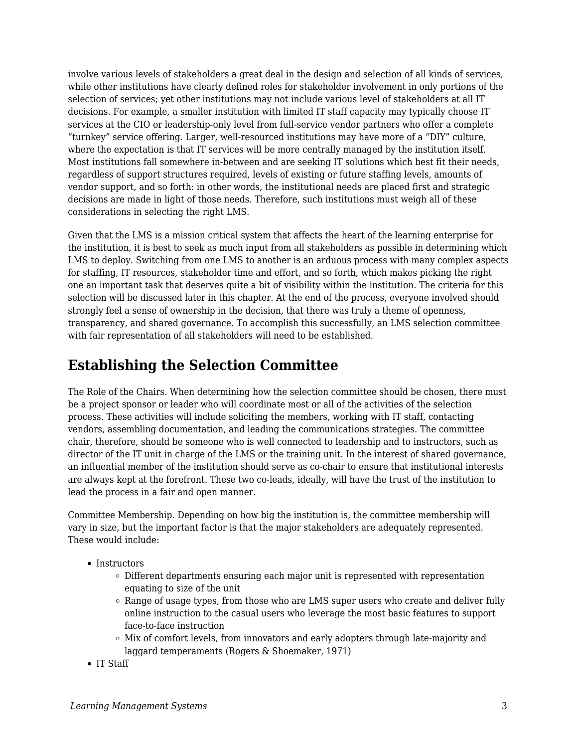involve various levels of stakeholders a great deal in the design and selection of all kinds of services, while other institutions have clearly defined roles for stakeholder involvement in only portions of the selection of services; yet other institutions may not include various level of stakeholders at all IT decisions. For example, a smaller institution with limited IT staff capacity may typically choose IT services at the CIO or leadership-only level from full-service vendor partners who offer a complete "turnkey" service offering. Larger, well-resourced institutions may have more of a "DIY" culture, where the expectation is that IT services will be more centrally managed by the institution itself. Most institutions fall somewhere in-between and are seeking IT solutions which best fit their needs, regardless of support structures required, levels of existing or future staffing levels, amounts of vendor support, and so forth: in other words, the institutional needs are placed first and strategic decisions are made in light of those needs. Therefore, such institutions must weigh all of these considerations in selecting the right LMS.

Given that the LMS is a mission critical system that affects the heart of the learning enterprise for the institution, it is best to seek as much input from all stakeholders as possible in determining which LMS to deploy. Switching from one LMS to another is an arduous process with many complex aspects for staffing, IT resources, stakeholder time and effort, and so forth, which makes picking the right one an important task that deserves quite a bit of visibility within the institution. The criteria for this selection will be discussed later in this chapter. At the end of the process, everyone involved should strongly feel a sense of ownership in the decision, that there was truly a theme of openness, transparency, and shared governance. To accomplish this successfully, an LMS selection committee with fair representation of all stakeholders will need to be established.

## Establishing the Selection Committee

The Role of the Chairs. When determining how the selection committee should be chosen, there must be a project sponsor or leader who will coordinate most or all of the activities of the selection process. These activities will include soliciting the members, working with IT staff, contacting vendors, assembling documentation, and leading the communications strategies. The committee chair, therefore, should be someone who is well connected to leadership and to instructors, such as director of the IT unit in charge of the LMS or the training unit. In the interest of shared governance, an influential member of the institution should serve as co-chair to ensure that institutional interests are always kept at the forefront. These two co-leads, ideally, will have the trust of the institution to lead the process in a fair and open manner.

Committee Membership. Depending on how big the institution is, the committee membership will vary in size, but the important factor is that the major stakeholders are adequately represented. These would include:

- Instructors
  - Different departments ensuring each major unit is represented with representation equating to size of the unit
  - Range of usage types, from those who are LMS super users who create and deliver fully online instruction to the casual users who leverage the most basic features to support face-to-face instruction
  - Mix of comfort levels, from innovators and early adopters through late-majority and laggard temperaments (Rogers & Shoemaker, 1971)
- IT Staff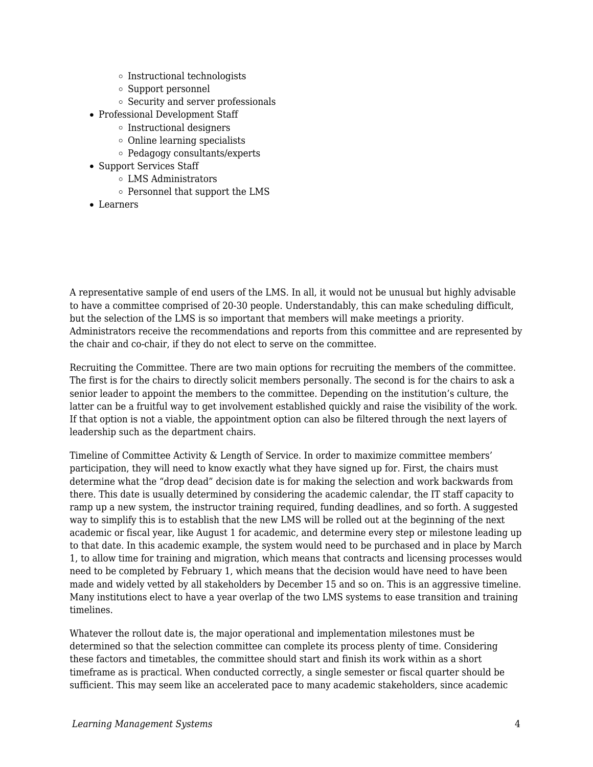- Instructional technologists
    - Support personnel
    - Security and server professionals
- Professional Development Staff
    - Instructional designers
    - Online learning specialists
    - Pedagogy consultants/experts
- Support Services Staff
    - LMS Administrators
    - Personnel that support the LMS
- Learners

A representative sample of end users of the LMS. In all, it would not be unusual but highly advisable to have a committee comprised of 20-30 people. Understandably, this can make scheduling difficult, but the selection of the LMS is so important that members will make meetings a priority. Administrators receive the recommendations and reports from this committee and are represented by the chair and co-chair, if they do not elect to serve on the committee.

Recruiting the Committee. There are two main options for recruiting the members of the committee. The first is for the chairs to directly solicit members personally. The second is for the chairs to ask a senior leader to appoint the members to the committee. Depending on the institution's culture, the latter can be a fruitful way to get involvement established quickly and raise the visibility of the work. If that option is not a viable, the appointment option can also be filtered through the next layers of leadership such as the department chairs.

Timeline of Committee Activity & Length of Service. In order to maximize committee members' participation, they will need to know exactly what they have signed up for. First, the chairs must determine what the "drop dead" decision date is for making the selection and work backwards from there. This date is usually determined by considering the academic calendar, the IT staff capacity to ramp up a new system, the instructor training required, funding deadlines, and so forth. A suggested way to simplify this is to establish that the new LMS will be rolled out at the beginning of the next academic or fiscal year, like August 1 for academic, and determine every step or milestone leading up to that date. In this academic example, the system would need to be purchased and in place by March 1, to allow time for training and migration, which means that contracts and licensing processes would need to be completed by February 1, which means that the decision would have need to have been made and widely vetted by all stakeholders by December 15 and so on. This is an aggressive timeline. Many institutions elect to have a year overlap of the two LMS systems to ease transition and training timelines.

Whatever the rollout date is, the major operational and implementation milestones must be determined so that the selection committee can complete its process plenty of time. Considering these factors and timetables, the committee should start and finish its work within as a short timeframe as is practical. When conducted correctly, a single semester or fiscal quarter should be sufficient. This may seem like an accelerated pace to many academic stakeholders, since academic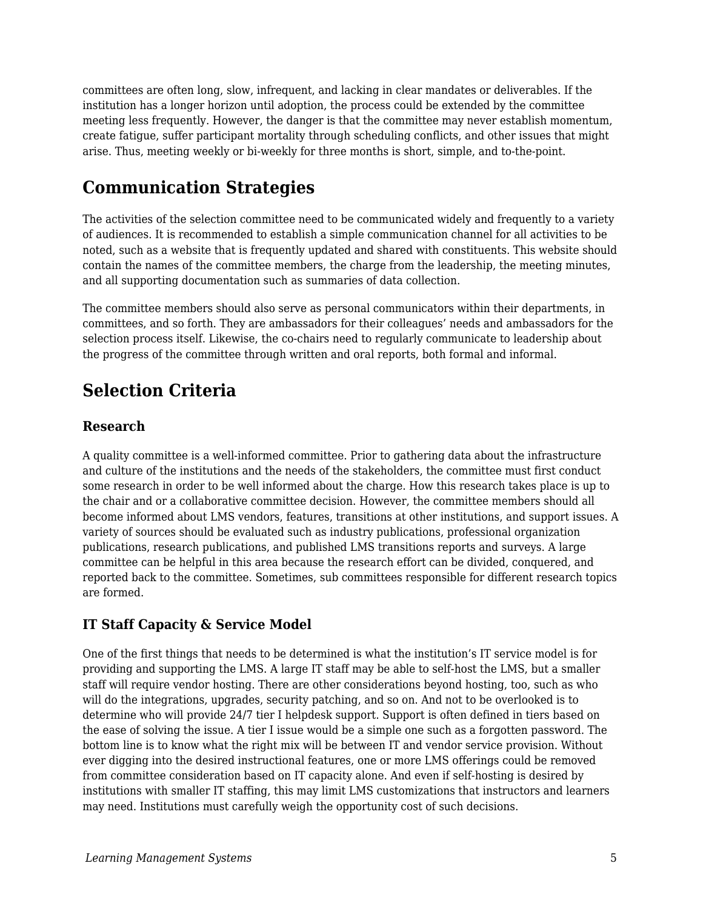committees are often long, slow, infrequent, and lacking in clear mandates or deliverables. If the institution has a longer horizon until adoption, the process could be extended by the committee meeting less frequently. However, the danger is that the committee may never establish momentum, create fatigue, suffer participant mortality through scheduling conflicts, and other issues that might arise. Thus, meeting weekly or bi-weekly for three months is short, simple, and to-the-point.

## Communication Strategies

The activities of the selection committee need to be communicated widely and frequently to a variety of audiences. It is recommended to establish a simple communication channel for all activities to be noted, such as a website that is frequently updated and shared with constituents. This website should contain the names of the committee members, the charge from the leadership, the meeting minutes, and all supporting documentation such as summaries of data collection.

The committee members should also serve as personal communicators within their departments, in committees, and so forth. They are ambassadors for their colleagues' needs and ambassadors for the selection process itself. Likewise, the co-chairs need to regularly communicate to leadership about the progress of the committee through written and oral reports, both formal and informal.

## Selection Criteria

### Research

A quality committee is a well-informed committee. Prior to gathering data about the infrastructure and culture of the institutions and the needs of the stakeholders, the committee must first conduct some research in order to be well informed about the charge. How this research takes place is up to the chair and or a collaborative committee decision. However, the committee members should all become informed about LMS vendors, features, transitions at other institutions, and support issues. A variety of sources should be evaluated such as industry publications, professional organization publications, research publications, and published LMS transitions reports and surveys. A large committee can be helpful in this area because the research effort can be divided, conquered, and reported back to the committee. Sometimes, sub committees responsible for different research topics are formed.

### IT Staff Capacity & Service Model

One of the first things that needs to be determined is what the institution's IT service model is for providing and supporting the LMS. A large IT staff may be able to self-host the LMS, but a smaller staff will require vendor hosting. There are other considerations beyond hosting, too, such as who will do the integrations, upgrades, security patching, and so on. And not to be overlooked is to determine who will provide 24/7 tier I helpdesk support. Support is often defined in tiers based on the ease of solving the issue. A tier I issue would be a simple one such as a forgotten password. The bottom line is to know what the right mix will be between IT and vendor service provision. Without ever digging into the desired instructional features, one or more LMS offerings could be removed from committee consideration based on IT capacity alone. And even if self-hosting is desired by institutions with smaller IT staffing, this may limit LMS customizations that instructors and learners may need. Institutions must carefully weigh the opportunity cost of such decisions.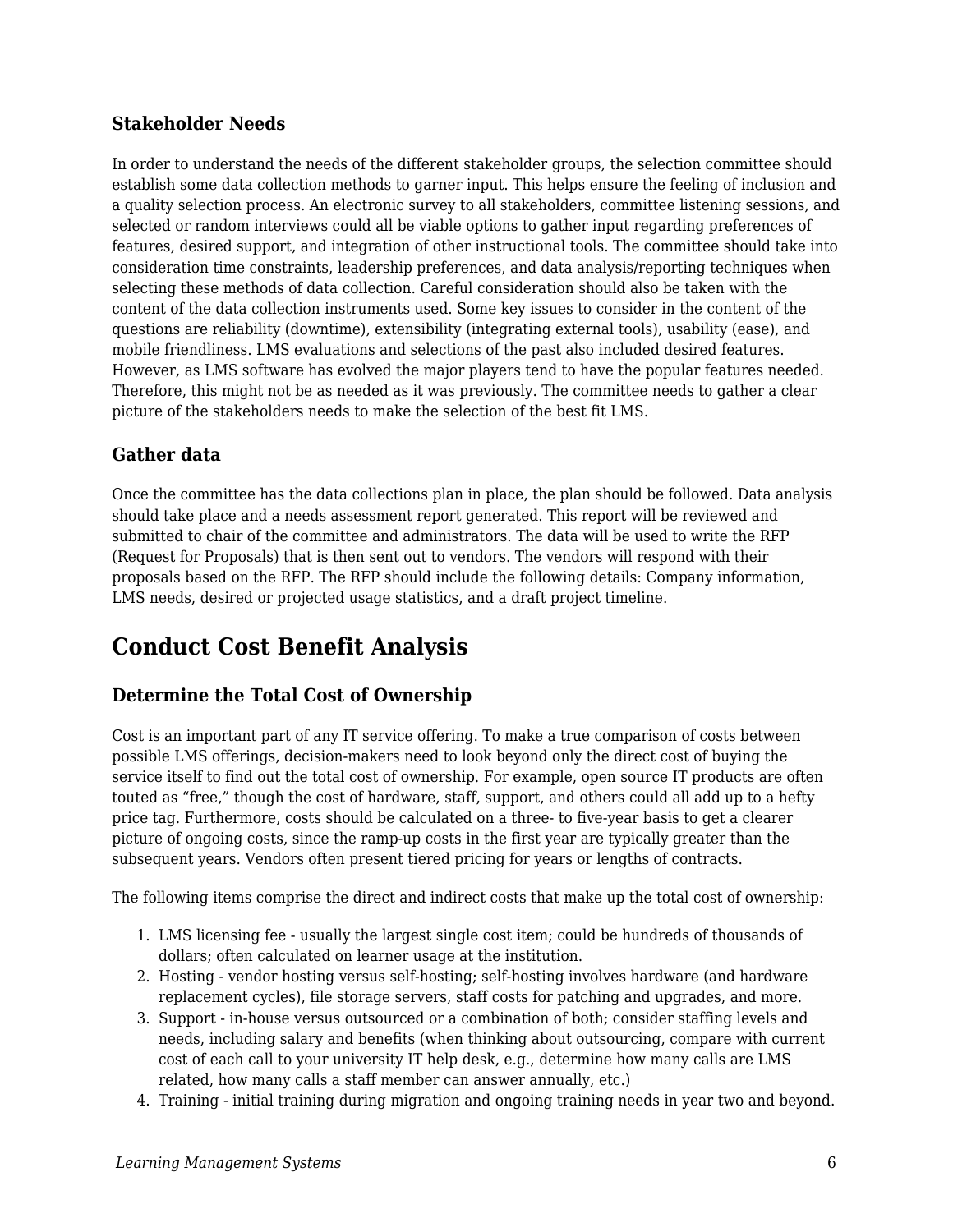### Stakeholder Needs

In order to understand the needs of the different stakeholder groups, the selection committee should establish some data collection methods to garner input. This helps ensure the feeling of inclusion and a quality selection process. An electronic survey to all stakeholders, committee listening sessions, and selected or random interviews could all be viable options to gather input regarding preferences of features, desired support, and integration of other instructional tools. The committee should take into consideration time constraints, leadership preferences, and data analysis/reporting techniques when selecting these methods of data collection. Careful consideration should also be taken with the content of the data collection instruments used. Some key issues to consider in the content of the questions are reliability (downtime), extensibility (integrating external tools), usability (ease), and mobile friendliness. LMS evaluations and selections of the past also included desired features. However, as LMS software has evolved the major players tend to have the popular features needed. Therefore, this might not be as needed as it was previously. The committee needs to gather a clear picture of the stakeholders needs to make the selection of the best fit LMS.

### Gather data

Once the committee has the data collections plan in place, the plan should be followed. Data analysis should take place and a needs assessment report generated. This report will be reviewed and submitted to chair of the committee and administrators. The data will be used to write the RFP (Request for Proposals) that is then sent out to vendors. The vendors will respond with their proposals based on the RFP. The RFP should include the following details: Company information, LMS needs, desired or projected usage statistics, and a draft project timeline.

## Conduct Cost Benefit Analysis

### Determine the Total Cost of Ownership

Cost is an important part of any IT service offering. To make a true comparison of costs between possible LMS offerings, decision-makers need to look beyond only the direct cost of buying the service itself to find out the total cost of ownership. For example, open source IT products are often touted as “free,” though the cost of hardware, staff, support, and others could all add up to a hefty price tag. Furthermore, costs should be calculated on a three- to five-year basis to get a clearer picture of ongoing costs, since the ramp-up costs in the first year are typically greater than the subsequent years. Vendors often present tiered pricing for years or lengths of contracts.

The following items comprise the direct and indirect costs that make up the total cost of ownership:

1. LMS licensing fee - usually the largest single cost item; could be hundreds of thousands of dollars; often calculated on learner usage at the institution.
2. Hosting - vendor hosting versus self-hosting; self-hosting involves hardware (and hardware replacement cycles), file storage servers, staff costs for patching and upgrades, and more.
3. Support - in-house versus outsourced or a combination of both; consider staffing levels and needs, including salary and benefits (when thinking about outsourcing, compare with current cost of each call to your university IT help desk, e.g., determine how many calls are LMS related, how many calls a staff member can answer annually, etc.)
4. Training - initial training during migration and ongoing training needs in year two and beyond.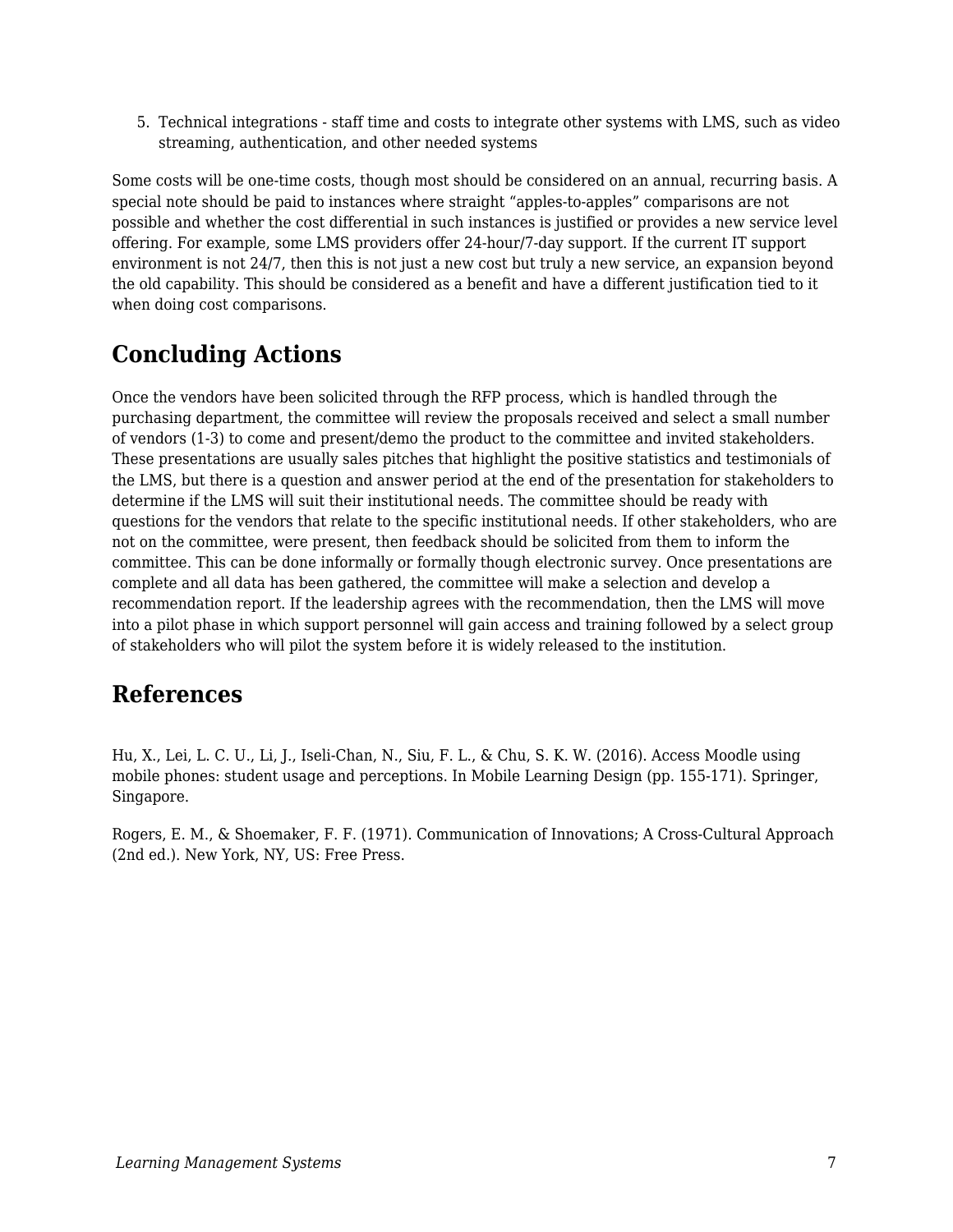5. Technical integrations - staff time and costs to integrate other systems with LMS, such as video streaming, authentication, and other needed systems

Some costs will be one-time costs, though most should be considered on an annual, recurring basis. A special note should be paid to instances where straight “apples-to-apples” comparisons are not possible and whether the cost differential in such instances is justified or provides a new service level offering. For example, some LMS providers offer 24-hour/7-day support. If the current IT support environment is not 24/7, then this is not just a new cost but truly a new service, an expansion beyond the old capability. This should be considered as a benefit and have a different justification tied to it when doing cost comparisons.

## Concluding Actions

Once the vendors have been solicited through the RFP process, which is handled through the purchasing department, the committee will review the proposals received and select a small number of vendors (1-3) to come and present/demo the product to the committee and invited stakeholders. These presentations are usually sales pitches that highlight the positive statistics and testimonials of the LMS, but there is a question and answer period at the end of the presentation for stakeholders to determine if the LMS will suit their institutional needs. The committee should be ready with questions for the vendors that relate to the specific institutional needs. If other stakeholders, who are not on the committee, were present, then feedback should be solicited from them to inform the committee. This can be done informally or formally though electronic survey. Once presentations are complete and all data has been gathered, the committee will make a selection and develop a recommendation report. If the leadership agrees with the recommendation, then the LMS will move into a pilot phase in which support personnel will gain access and training followed by a select group of stakeholders who will pilot the system before it is widely released to the institution.

## References

Hu, X., Lei, L. C. U., Li, J., Iseli-Chan, N., Siu, F. L., & Chu, S. K. W. (2016). Access Moodle using mobile phones: student usage and perceptions. In Mobile Learning Design (pp. 155-171). Springer, Singapore.

Rogers, E. M., & Shoemaker, F. F. (1971). Communication of Innovations; A Cross-Cultural Approach (2nd ed.). New York, NY, US: Free Press.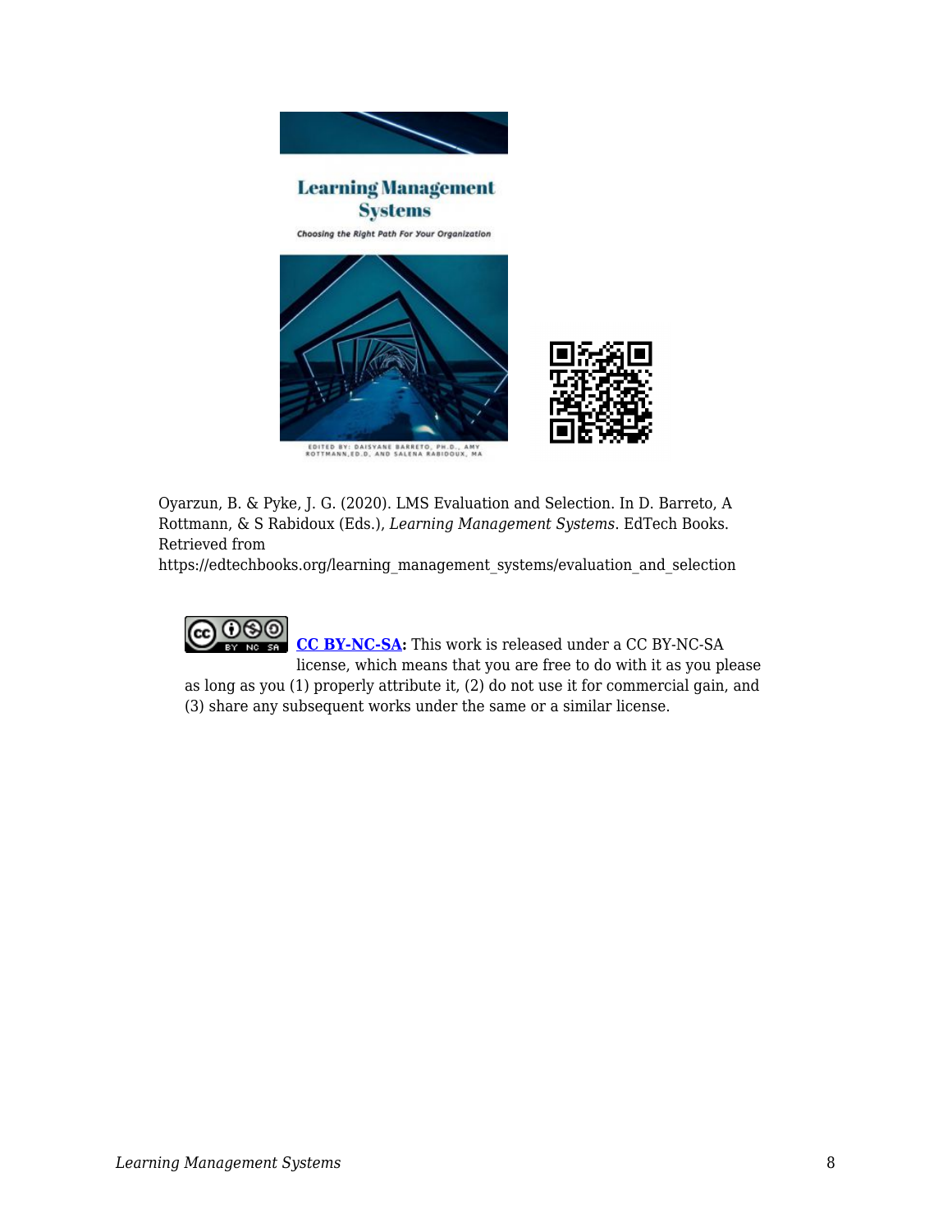Oyarzun, B. & Pyke, J. G. (2020). LMS Evaluation and Selection. In D. Barreto, A Rottmann, & S Rabidoux (Eds.), *Learning Management Systems*. EdTech Books. Retrieved from https://edtechbooks.org/learning_management_systems/evaluation_and_selection

**CC BY-NC-SA:** This work is released under a CC BY-NC-SA license, which means that you are free to do with it as you please as long as you (1) properly attribute it, (2) do not use it for commercial gain, and (3) share any subsequent works under the same or a similar license.